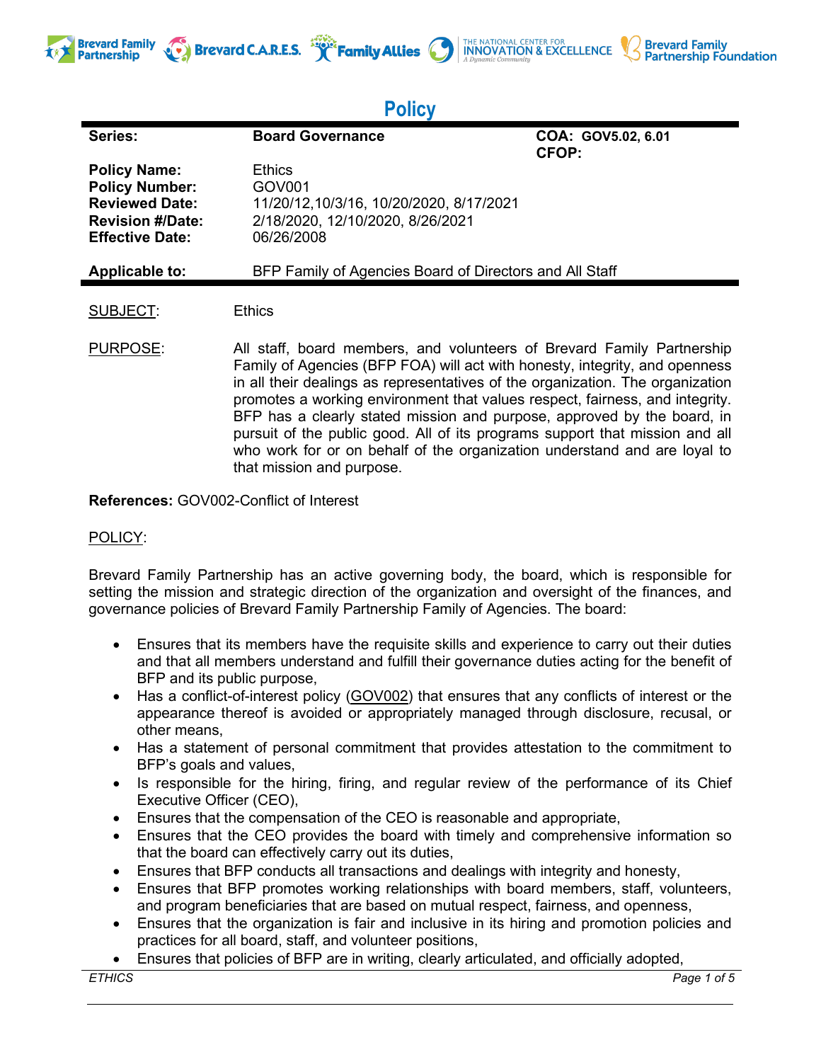# Policy

| Series: | Board Governance | COA: GOV5.02, 6.01 CFOP: |
|---|---|---|
| **Policy Name:** | Ethics | |
| **Policy Number:** | GOV001 | |
| **Reviewed Date:** | 11/20/12,10/3/16, 10/20/2020, 8/17/2021 | |
| **Revision #/Date:** | 2/18/2020, 12/10/2020, 8/26/2021 | |
| **Effective Date:** | 06/26/2008 | |
| **Applicable to:** | BFP Family of Agencies Board of Directors and All Staff | |

SUBJECT: Ethics

PURPOSE: All staff, board members, and volunteers of Brevard Family Partnership Family of Agencies (BFP FOA) will act with honesty, integrity, and openness in all their dealings as representatives of the organization. The organization promotes a working environment that values respect, fairness, and integrity. BFP has a clearly stated mission and purpose, approved by the board, in pursuit of the public good. All of its programs support that mission and all who work for or on behalf of the organization understand and are loyal to that mission and purpose.

**References:** GOV002-Conflict of Interest

POLICY:

Brevard Family Partnership has an active governing body, the board, which is responsible for setting the mission and strategic direction of the organization and oversight of the finances, and governance policies of Brevard Family Partnership Family of Agencies. The board:

- Ensures that its members have the requisite skills and experience to carry out their duties and that all members understand and fulfill their governance duties acting for the benefit of BFP and its public purpose,
- Has a conflict-of-interest policy (GOV002) that ensures that any conflicts of interest or the appearance thereof is avoided or appropriately managed through disclosure, recusal, or other means,
- Has a statement of personal commitment that provides attestation to the commitment to BFP's goals and values,
- Is responsible for the hiring, firing, and regular review of the performance of its Chief Executive Officer (CEO),
- Ensures that the compensation of the CEO is reasonable and appropriate,
- Ensures that the CEO provides the board with timely and comprehensive information so that the board can effectively carry out its duties,
- Ensures that BFP conducts all transactions and dealings with integrity and honesty,
- Ensures that BFP promotes working relationships with board members, staff, volunteers, and program beneficiaries that are based on mutual respect, fairness, and openness,
- Ensures that the organization is fair and inclusive in its hiring and promotion policies and practices for all board, staff, and volunteer positions,
- Ensures that policies of BFP are in writing, clearly articulated, and officially adopted,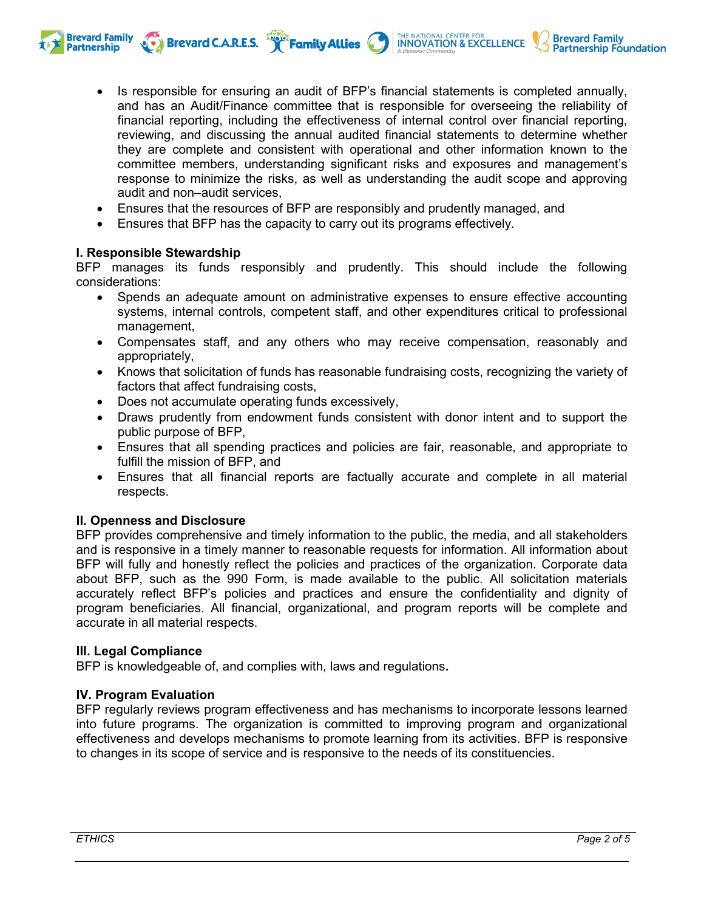- Is responsible for ensuring an audit of BFP's financial statements is completed annually, and has an Audit/Finance committee that is responsible for overseeing the reliability of financial reporting, including the effectiveness of internal control over financial reporting, reviewing, and discussing the annual audited financial statements to determine whether they are complete and consistent with operational and other information known to the committee members, understanding significant risks and exposures and management's response to minimize the risks, as well as understanding the audit scope and approving audit and non–audit services,
- Ensures that the resources of BFP are responsibly and prudently managed, and
- Ensures that BFP has the capacity to carry out its programs effectively.

**I. Responsible Stewardship**

BFP manages its funds responsibly and prudently. This should include the following considerations:

- Spends an adequate amount on administrative expenses to ensure effective accounting systems, internal controls, competent staff, and other expenditures critical to professional management,
- Compensates staff, and any others who may receive compensation, reasonably and appropriately,
- Knows that solicitation of funds has reasonable fundraising costs, recognizing the variety of factors that affect fundraising costs,
- Does not accumulate operating funds excessively,
- Draws prudently from endowment funds consistent with donor intent and to support the public purpose of BFP,
- Ensures that all spending practices and policies are fair, reasonable, and appropriate to fulfill the mission of BFP, and
- Ensures that all financial reports are factually accurate and complete in all material respects.

**II. Openness and Disclosure**

BFP provides comprehensive and timely information to the public, the media, and all stakeholders and is responsive in a timely manner to reasonable requests for information. All information about BFP will fully and honestly reflect the policies and practices of the organization. Corporate data about BFP, such as the 990 Form, is made available to the public. All solicitation materials accurately reflect BFP's policies and practices and ensure the confidentiality and dignity of program beneficiaries. All financial, organizational, and program reports will be complete and accurate in all material respects.

**III. Legal Compliance**

BFP is knowledgeable of, and complies with, laws and regulations**.**

**IV. Program Evaluation**

BFP regularly reviews program effectiveness and has mechanisms to incorporate lessons learned into future programs. The organization is committed to improving program and organizational effectiveness and develops mechanisms to promote learning from its activities. BFP is responsive to changes in its scope of service and is responsive to the needs of its constituencies.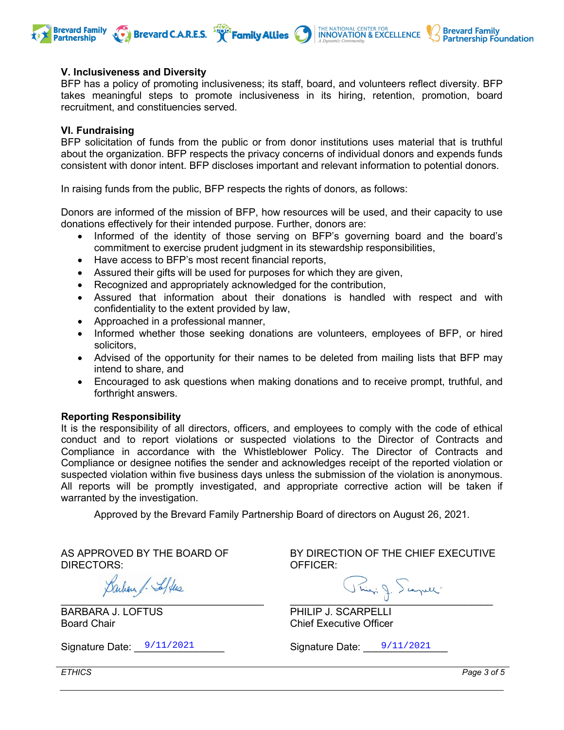### V. Inclusiveness and Diversity

BFP has a policy of promoting inclusiveness; its staff, board, and volunteers reflect diversity. BFP takes meaningful steps to promote inclusiveness in its hiring, retention, promotion, board recruitment, and constituencies served.

### VI. Fundraising

BFP solicitation of funds from the public or from donor institutions uses material that is truthful about the organization. BFP respects the privacy concerns of individual donors and expends funds consistent with donor intent. BFP discloses important and relevant information to potential donors.

In raising funds from the public, BFP respects the rights of donors, as follows:

Donors are informed of the mission of BFP, how resources will be used, and their capacity to use donations effectively for their intended purpose. Further, donors are:

- Informed of the identity of those serving on BFP's governing board and the board's commitment to exercise prudent judgment in its stewardship responsibilities,
- Have access to BFP's most recent financial reports,
- Assured their gifts will be used for purposes for which they are given,
- Recognized and appropriately acknowledged for the contribution,
- Assured that information about their donations is handled with respect and with confidentiality to the extent provided by law,
- Approached in a professional manner,
- Informed whether those seeking donations are volunteers, employees of BFP, or hired solicitors,
- Advised of the opportunity for their names to be deleted from mailing lists that BFP may intend to share, and
- Encouraged to ask questions when making donations and to receive prompt, truthful, and forthright answers.

### Reporting Responsibility

It is the responsibility of all directors, officers, and employees to comply with the code of ethical conduct and to report violations or suspected violations to the Director of Contracts and Compliance in accordance with the Whistleblower Policy. The Director of Contracts and Compliance or designee notifies the sender and acknowledges receipt of the reported violation or suspected violation within five business days unless the submission of the violation is anonymous. All reports will be promptly investigated, and appropriate corrective action will be taken if warranted by the investigation.

Approved by the Brevard Family Partnership Board of directors on August 26, 2021.

AS APPROVED BY THE BOARD OF DIRECTORS:

BARBARA J. LOFTUS
Board Chair

Signature Date: 9/11/2021

BY DIRECTION OF THE CHIEF EXECUTIVE OFFICER:

PHILIP J. SCARPELLI
Chief Executive Officer

Signature Date: 9/11/2021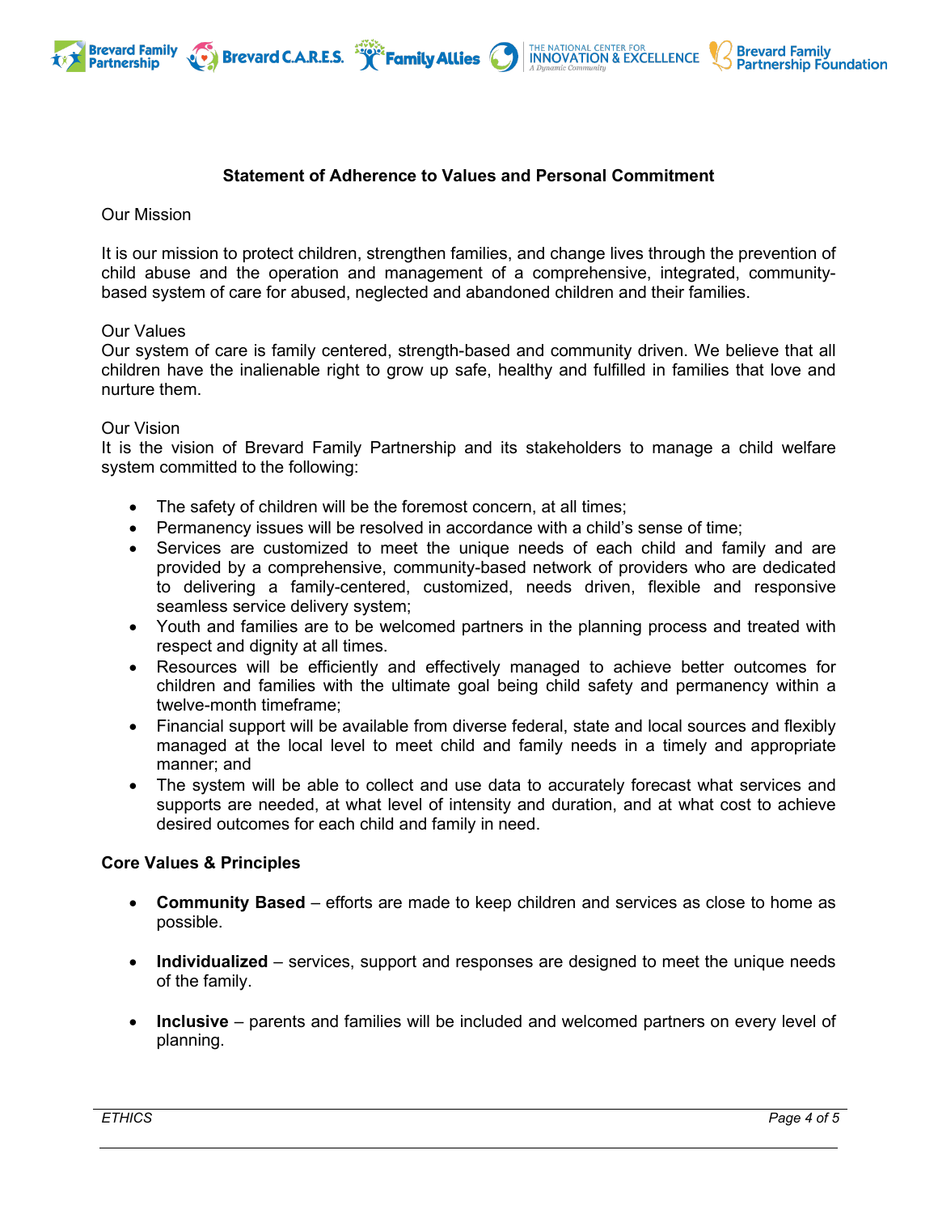## Statement of Adherence to Values and Personal Commitment

Our Mission

It is our mission to protect children, strengthen families, and change lives through the prevention of child abuse and the operation and management of a comprehensive, integrated, community-based system of care for abused, neglected and abandoned children and their families.

Our Values
Our system of care is family centered, strength-based and community driven. We believe that all children have the inalienable right to grow up safe, healthy and fulfilled in families that love and nurture them.

Our Vision
It is the vision of Brevard Family Partnership and its stakeholders to manage a child welfare system committed to the following:

- The safety of children will be the foremost concern, at all times;
- Permanency issues will be resolved in accordance with a child's sense of time;
- Services are customized to meet the unique needs of each child and family and are provided by a comprehensive, community-based network of providers who are dedicated to delivering a family-centered, customized, needs driven, flexible and responsive seamless service delivery system;
- Youth and families are to be welcomed partners in the planning process and treated with respect and dignity at all times.
- Resources will be efficiently and effectively managed to achieve better outcomes for children and families with the ultimate goal being child safety and permanency within a twelve-month timeframe;
- Financial support will be available from diverse federal, state and local sources and flexibly managed at the local level to meet child and family needs in a timely and appropriate manner; and
- The system will be able to collect and use data to accurately forecast what services and supports are needed, at what level of intensity and duration, and at what cost to achieve desired outcomes for each child and family in need.

**Core Values & Principles**

- **Community Based** – efforts are made to keep children and services as close to home as possible.
- **Individualized** – services, support and responses are designed to meet the unique needs of the family.
- **Inclusive** – parents and families will be included and welcomed partners on every level of planning.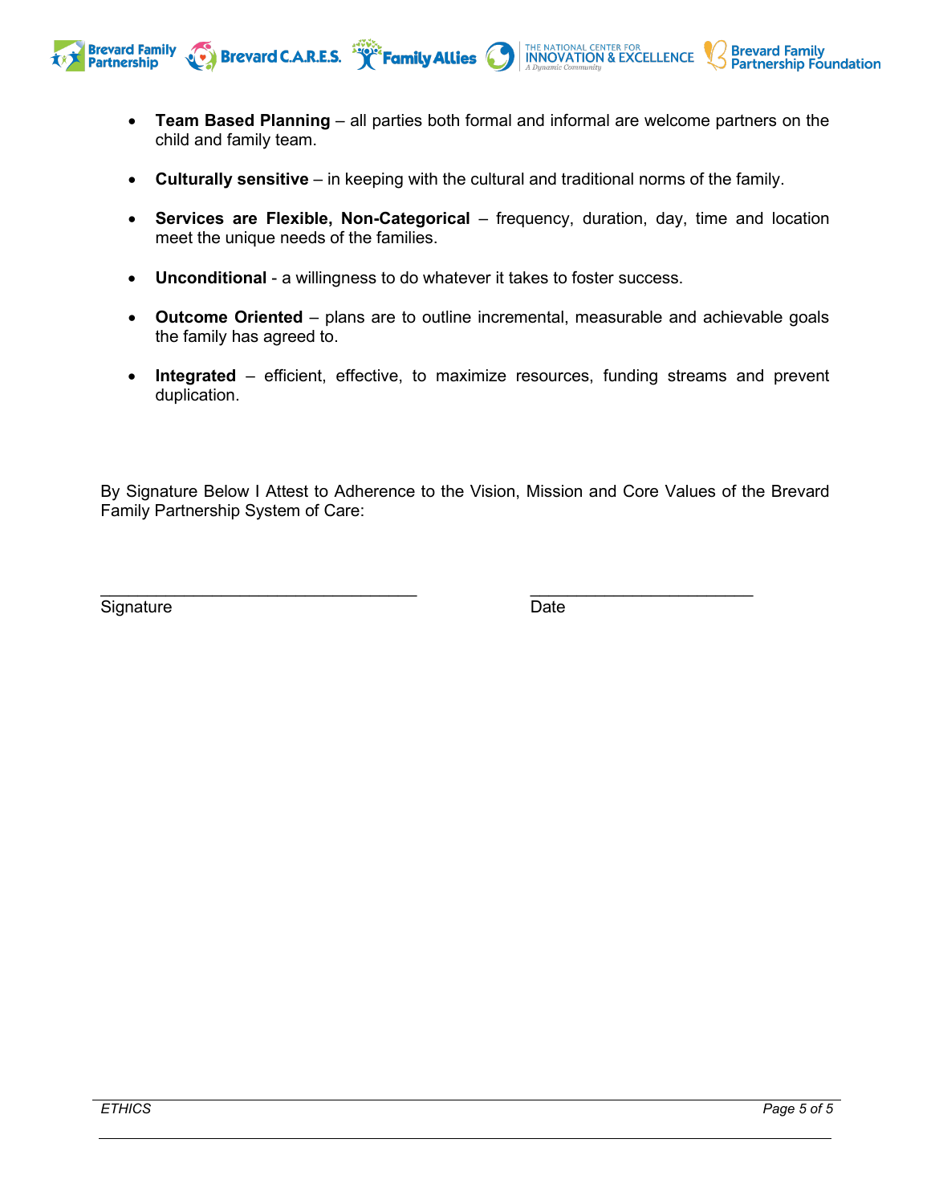- **Team Based Planning** – all parties both formal and informal are welcome partners on the child and family team.

- **Culturally sensitive** – in keeping with the cultural and traditional norms of the family.

- **Services are Flexible, Non-Categorical** – frequency, duration, day, time and location meet the unique needs of the families.

- **Unconditional** - a willingness to do whatever it takes to foster success.

- **Outcome Oriented** – plans are to outline incremental, measurable and achievable goals the family has agreed to.

- **Integrated** – efficient, effective, to maximize resources, funding streams and prevent duplication.

By Signature Below I Attest to Adherence to the Vision, Mission and Core Values of the Brevard Family Partnership System of Care:

\_\_\_\_\_\_\_\_\_\_\_\_\_\_\_\_\_\_\_\_\_\_\_\_\_\_\_\_\_\_\_\_\_\_ \_\_\_\_\_\_\_\_\_\_\_\_\_\_\_\_\_\_\_\_\_\_\_\_\_\_

Signature Date